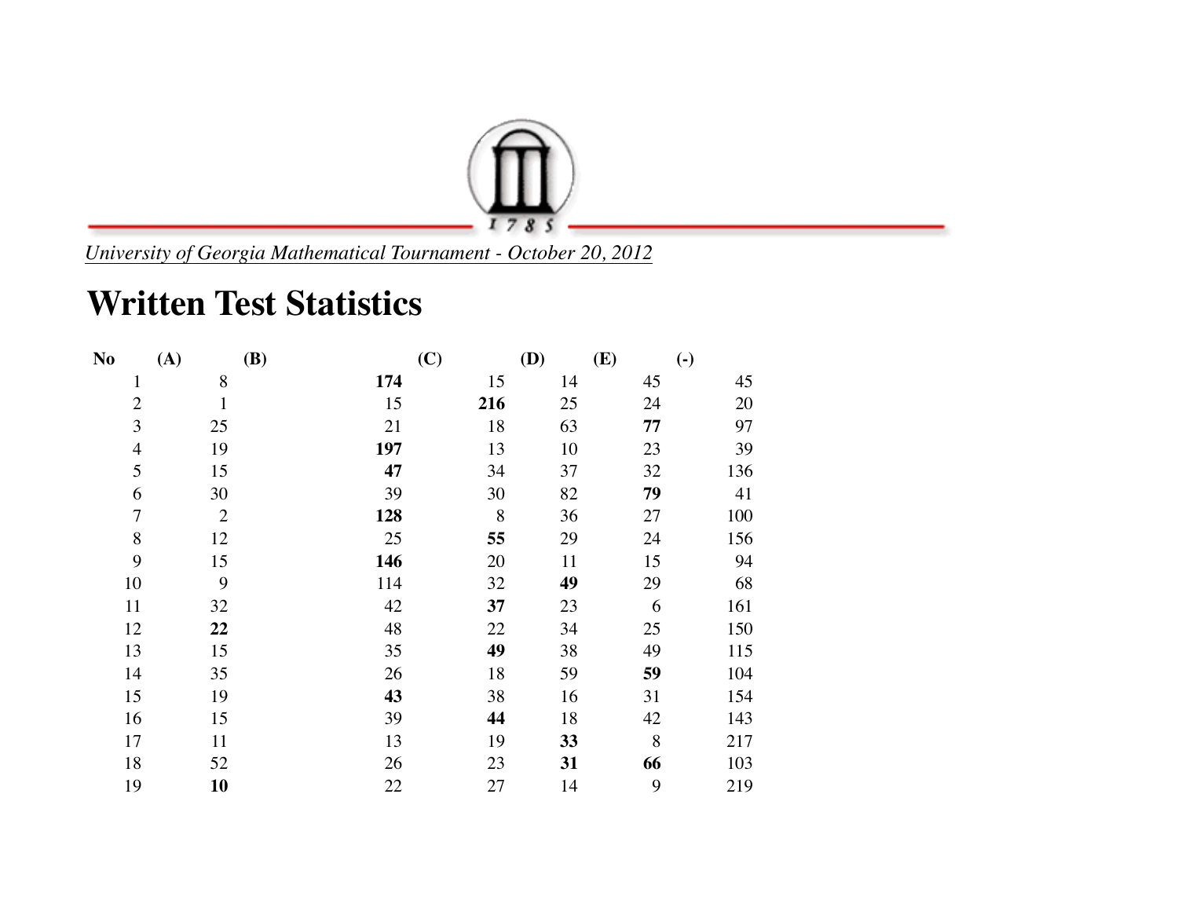*University of Georgia Mathematical Tournament - October 20, 2012*

# Written Test Statistics

| No | (A) | (B) | (C) | (D) | (E) | (-) |
|---|---|---|---|---|---|---|
| 1 | 8 | **174** | 15 | 14 | 45 | 45 |
| 2 | 1 | 15 | **216** | 25 | 24 | 20 |
| 3 | 25 | 21 | 18 | 63 | **77** | 97 |
| 4 | 19 | **197** | 13 | 10 | 23 | 39 |
| 5 | 15 | **47** | 34 | 37 | 32 | 136 |
| 6 | 30 | 39 | 30 | 82 | **79** | 41 |
| 7 | 2 | **128** | 8 | 36 | 27 | 100 |
| 8 | 12 | 25 | **55** | 29 | 24 | 156 |
| 9 | 15 | **146** | 20 | 11 | 15 | 94 |
| 10 | 9 | 114 | 32 | **49** | 29 | 68 |
| 11 | 32 | 42 | **37** | 23 | 6 | 161 |
| 12 | **22** | 48 | 22 | 34 | 25 | 150 |
| 13 | 15 | 35 | **49** | 38 | 49 | 115 |
| 14 | 35 | 26 | 18 | 59 | **59** | 104 |
| 15 | 19 | **43** | 38 | 16 | 31 | 154 |
| 16 | 15 | 39 | **44** | 18 | 42 | 143 |
| 17 | 11 | 13 | 19 | **33** | 8 | 217 |
| 18 | 52 | 26 | 23 | **31** | **66** | 103 |
| 19 | **10** | 22 | 27 | 14 | 9 | 219 |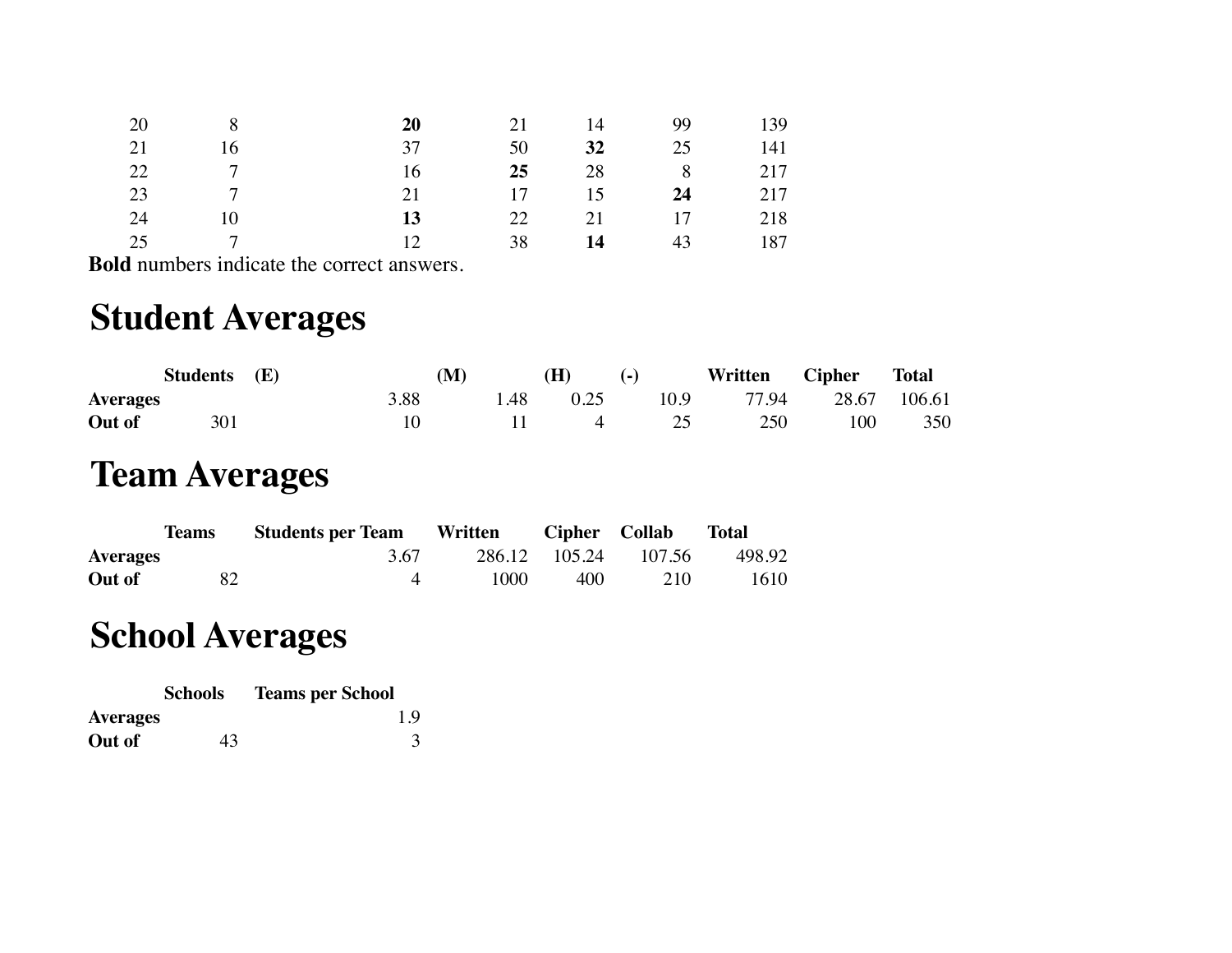| | | | | | | |
|---|---|---|---|---|---|---|
| 20 | 8 | **20** | 21 | 14 | 99 | 139 |
| 21 | 16 | 37 | 50 | **32** | 25 | 141 |
| 22 | 7 | 16 | **25** | 28 | 8 | 217 |
| 23 | 7 | 21 | 17 | 15 | **24** | 217 |
| 24 | 10 | **13** | 22 | 21 | 17 | 218 |
| 25 | 7 | 12 | 38 | **14** | 43 | 187 |

**Bold** numbers indicate the correct answers.

# Student Averages

| | Students | (E) | (M) | (H) | (-) | Written | Cipher | Total |
|---|---|---|---|---|---|---|---|---|
| **Averages** | | 3.88 | 1.48 | 0.25 | 10.9 | 77.94 | 28.67 | 106.61 |
| **Out of** | 301 | 10 | 11 | 4 | 25 | 250 | 100 | 350 |

# Team Averages

| | Teams | Students per Team | Written | Cipher | Collab | Total |
|---|---|---|---|---|---|---|
| **Averages** | | 3.67 | 286.12 | 105.24 | 107.56 | 498.92 |
| **Out of** | 82 | 4 | 1000 | 400 | 210 | 1610 |

# School Averages

| | Schools | Teams per School |
|---|---|---|
| **Averages** | | 1.9 |
| **Out of** | 43 | 3 |